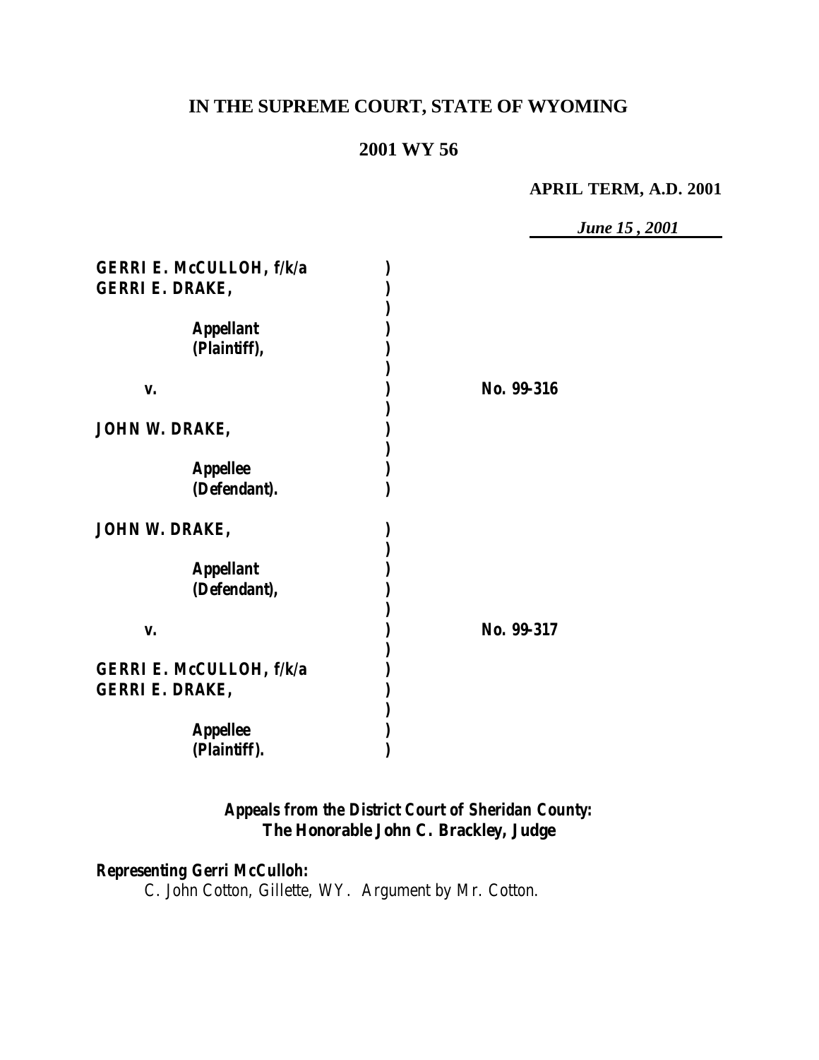# IN THE SUPREME COURT, STATE OF WYOMING

## 2001 WY 56

**APRIL TERM, A.D. 2001**

*June 15, 2001*

| | | |
|---|---|---|
| **GERRI E. McCULLOH, f/k/a GERRI E. DRAKE,** | ) | |
| **Appellant (Plaintiff),** | ) | |
| **v.** | ) | **No. 99-316** |
| **JOHN W. DRAKE,** | ) | |
| **Appellee (Defendant).** | ) | |
| **JOHN W. DRAKE,** | ) | |
| **Appellant (Defendant),** | ) | |
| **v.** | ) | **No. 99-317** |
| **GERRI E. McCULLOH, f/k/a GERRI E. DRAKE,** | ) | |
| **Appellee (Plaintiff).** | ) | |

**Appeals from the District Court of Sheridan County:**
**The Honorable John C. Brackley, Judge**

**Representing Gerri McCulloh:**
C. John Cotton, Gillette, WY. Argument by Mr. Cotton.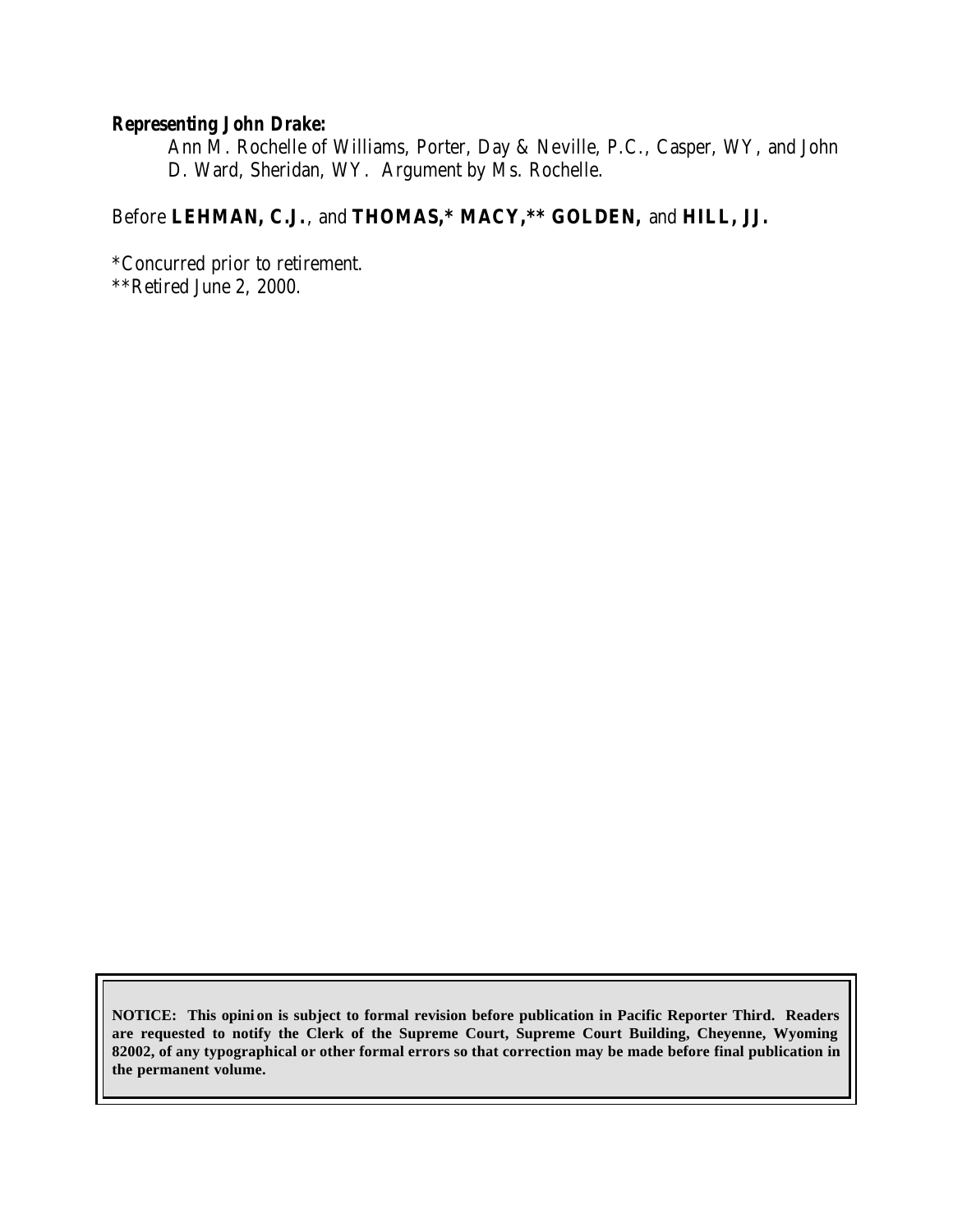***Representing John Drake:***

Ann M. Rochelle of Williams, Porter, Day & Neville, P.C., Casper, WY, and John D. Ward, Sheridan, WY. Argument by Ms. Rochelle.

Before **LEHMAN, C.J.**, and **THOMAS,\* MACY,\*\* GOLDEN,** and **HILL, JJ.**

\*Concurred prior to retirement.
\*\*Retired June 2, 2000.

**NOTICE: This opinion is subject to formal revision before publication in Pacific Reporter Third. Readers are requested to notify the Clerk of the Supreme Court, Supreme Court Building, Cheyenne, Wyoming 82002, of any typographical or other formal errors so that correction may be made before final publication in the permanent volume.**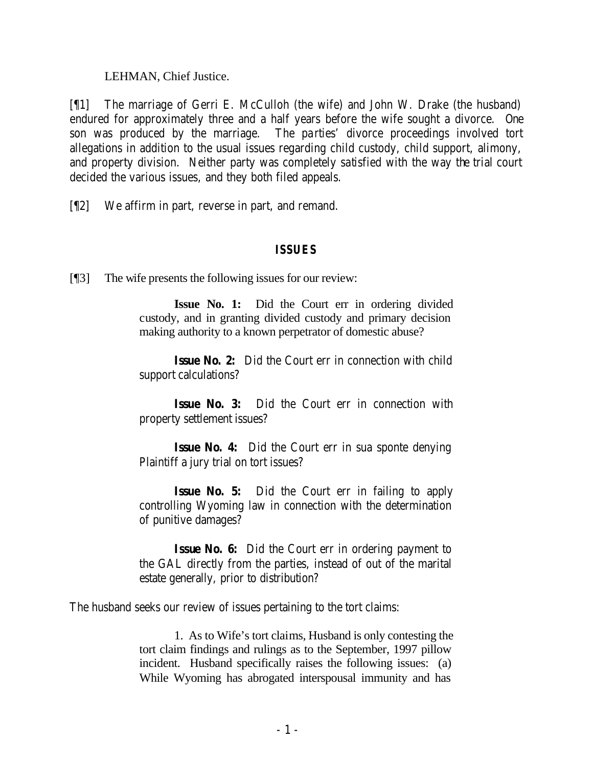LEHMAN, Chief Justice.

[¶1] The marriage of Gerri E. McCulloh (the wife) and John W. Drake (the husband) endured for approximately three and a half years before the wife sought a divorce. One son was produced by the marriage. The parties' divorce proceedings involved tort allegations in addition to the usual issues regarding child custody, child support, alimony, and property division. Neither party was completely satisfied with the way the trial court decided the various issues, and they both filed appeals.

[¶2] We affirm in part, reverse in part, and remand.

## ISSUES

[¶3] The wife presents the following issues for our review:

> **Issue No. 1:** Did the Court err in ordering divided custody, and in granting divided custody and primary decision making authority to a known perpetrator of domestic abuse?
>
> **Issue No. 2:** Did the Court err in connection with child support calculations?
>
> **Issue No. 3:** Did the Court err in connection with property settlement issues?
>
> **Issue No. 4:** Did the Court err in sua sponte denying Plaintiff a jury trial on tort issues?
>
> **Issue No. 5:** Did the Court err in failing to apply controlling Wyoming law in connection with the determination of punitive damages?
>
> **Issue No. 6:** Did the Court err in ordering payment to the GAL directly from the parties, instead of out of the marital estate generally, prior to distribution?

The husband seeks our review of issues pertaining to the tort claims:

> 1. As to Wife's tort claims, Husband is only contesting the tort claim findings and rulings as to the September, 1997 pillow incident. Husband specifically raises the following issues: (a) While Wyoming has abrogated interspousal immunity and has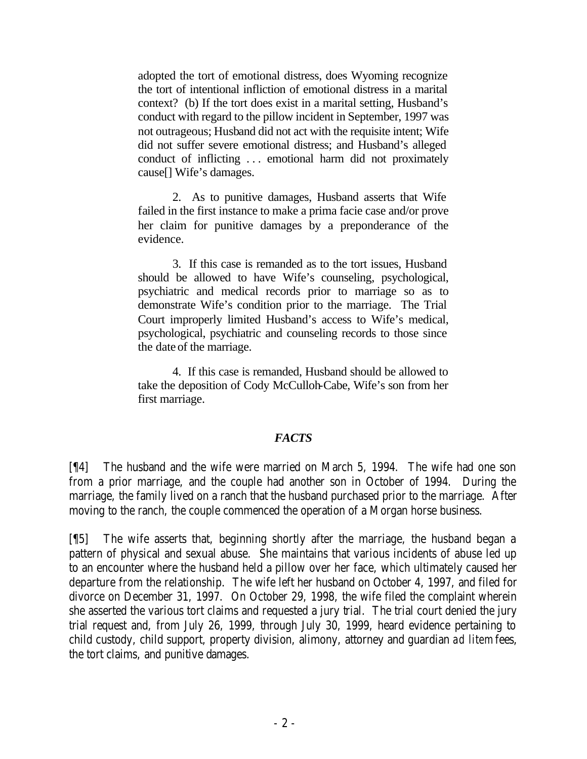adopted the tort of emotional distress, does Wyoming recognize the tort of intentional infliction of emotional distress in a marital context? (b) If the tort does exist in a marital setting, Husband's conduct with regard to the pillow incident in September, 1997 was not outrageous; Husband did not act with the requisite intent; Wife did not suffer severe emotional distress; and Husband's alleged conduct of inflicting . . . emotional harm did not proximately cause[] Wife's damages.

2. As to punitive damages, Husband asserts that Wife failed in the first instance to make a prima facie case and/or prove her claim for punitive damages by a preponderance of the evidence.

3. If this case is remanded as to the tort issues, Husband should be allowed to have Wife's counseling, psychological, psychiatric and medical records prior to marriage so as to demonstrate Wife's condition prior to the marriage. The Trial Court improperly limited Husband's access to Wife's medical, psychological, psychiatric and counseling records to those since the date of the marriage.

4. If this case is remanded, Husband should be allowed to take the deposition of Cody McCulloh-Cabe, Wife's son from her first marriage.

## *FACTS*

[¶4] The husband and the wife were married on March 5, 1994. The wife had one son from a prior marriage, and the couple had another son in October of 1994. During the marriage, the family lived on a ranch that the husband purchased prior to the marriage. After moving to the ranch, the couple commenced the operation of a Morgan horse business.

[¶5] The wife asserts that, beginning shortly after the marriage, the husband began a pattern of physical and sexual abuse. She maintains that various incidents of abuse led up to an encounter where the husband held a pillow over her face, which ultimately caused her departure from the relationship. The wife left her husband on October 4, 1997, and filed for divorce on December 31, 1997. On October 29, 1998, the wife filed the complaint wherein she asserted the various tort claims and requested a jury trial. The trial court denied the jury trial request and, from July 26, 1999, through July 30, 1999, heard evidence pertaining to child custody, child support, property division, alimony, attorney and guardian *ad litem* fees, the tort claims, and punitive damages.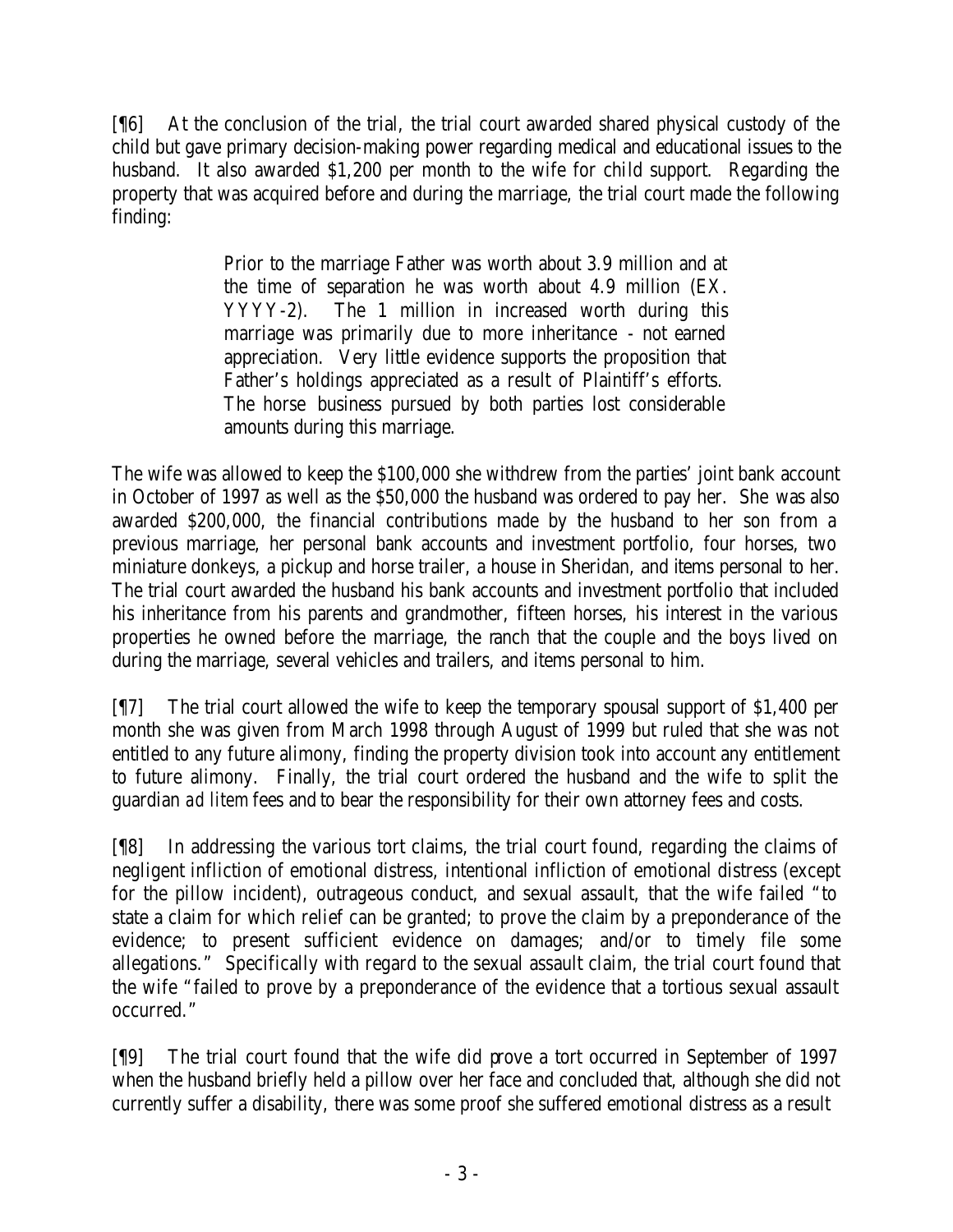[¶6] At the conclusion of the trial, the trial court awarded shared physical custody of the child but gave primary decision-making power regarding medical and educational issues to the husband. It also awarded $1,200 per month to the wife for child support. Regarding the property that was acquired before and during the marriage, the trial court made the following finding:

> Prior to the marriage Father was worth about 3.9 million and at the time of separation he was worth about 4.9 million (EX. YYYY-2). The 1 million in increased worth during this marriage was primarily due to more inheritance - not earned appreciation. Very little evidence supports the proposition that Father's holdings appreciated as a result of Plaintiff's efforts. The horse business pursued by both parties lost considerable amounts during this marriage.

The wife was allowed to keep the $100,000 she withdrew from the parties' joint bank account in October of 1997 as well as the $50,000 the husband was ordered to pay her. She was also awarded $200,000, the financial contributions made by the husband to her son from a previous marriage, her personal bank accounts and investment portfolio, four horses, two miniature donkeys, a pickup and horse trailer, a house in Sheridan, and items personal to her. The trial court awarded the husband his bank accounts and investment portfolio that included his inheritance from his parents and grandmother, fifteen horses, his interest in the various properties he owned before the marriage, the ranch that the couple and the boys lived on during the marriage, several vehicles and trailers, and items personal to him.

[¶7] The trial court allowed the wife to keep the temporary spousal support of $1,400 per month she was given from March 1998 through August of 1999 but ruled that she was not entitled to any future alimony, finding the property division took into account any entitlement to future alimony. Finally, the trial court ordered the husband and the wife to split the guardian *ad litem* fees and to bear the responsibility for their own attorney fees and costs.

[¶8] In addressing the various tort claims, the trial court found, regarding the claims of negligent infliction of emotional distress, intentional infliction of emotional distress (except for the pillow incident), outrageous conduct, and sexual assault, that the wife failed "to state a claim for which relief can be granted; to prove the claim by a preponderance of the evidence; to present sufficient evidence on damages; and/or to timely file some allegations." Specifically with regard to the sexual assault claim, the trial court found that the wife "failed to prove by a preponderance of the evidence that a tortious sexual assault occurred."

[¶9] The trial court found that the wife did prove a tort occurred in September of 1997 when the husband briefly held a pillow over her face and concluded that, although she did not currently suffer a disability, there was some proof she suffered emotional distress as a result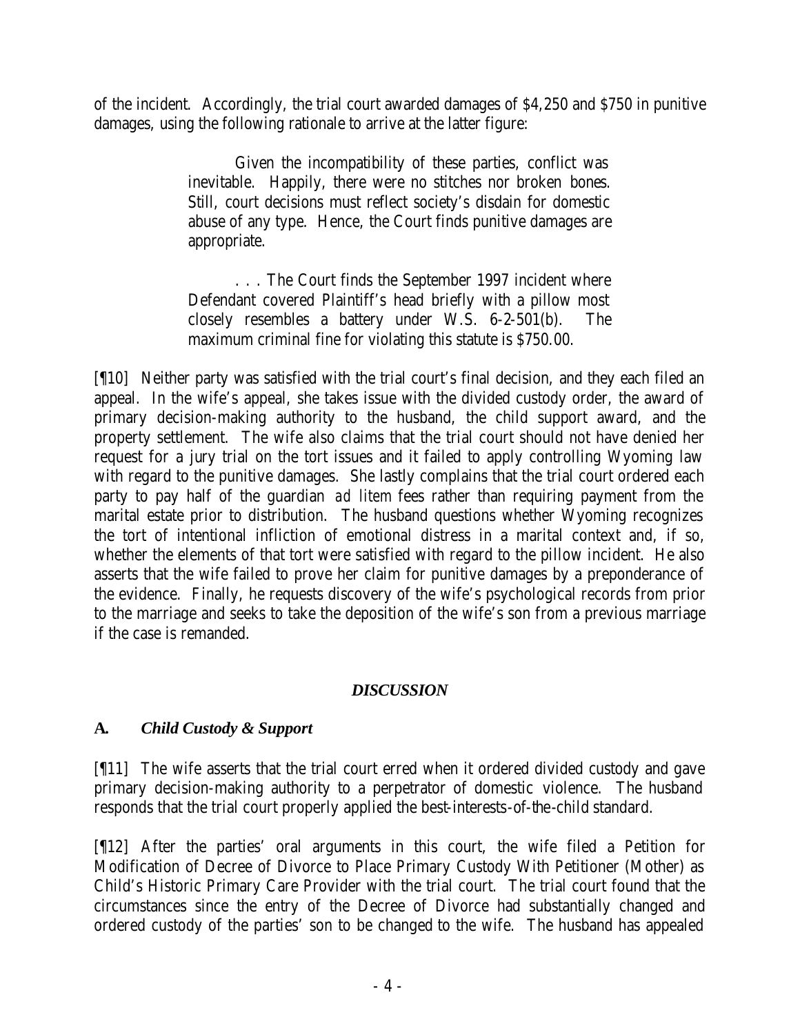of the incident. Accordingly, the trial court awarded damages of $4,250 and $750 in punitive damages, using the following rationale to arrive at the latter figure:

> Given the incompatibility of these parties, conflict was inevitable. Happily, there were no stitches nor broken bones. Still, court decisions must reflect society's disdain for domestic abuse of any type. Hence, the Court finds punitive damages are appropriate.
>
> . . . The Court finds the September 1997 incident where Defendant covered Plaintiff's head briefly with a pillow most closely resembles a battery under W.S. 6-2-501(b). The maximum criminal fine for violating this statute is $750.00.

[¶10] Neither party was satisfied with the trial court's final decision, and they each filed an appeal. In the wife's appeal, she takes issue with the divided custody order, the award of primary decision-making authority to the husband, the child support award, and the property settlement. The wife also claims that the trial court should not have denied her request for a jury trial on the tort issues and it failed to apply controlling Wyoming law with regard to the punitive damages. She lastly complains that the trial court ordered each party to pay half of the guardian *ad litem* fees rather than requiring payment from the marital estate prior to distribution. The husband questions whether Wyoming recognizes the tort of intentional infliction of emotional distress in a marital context and, if so, whether the elements of that tort were satisfied with regard to the pillow incident. He also asserts that the wife failed to prove her claim for punitive damages by a preponderance of the evidence. Finally, he requests discovery of the wife's psychological records from prior to the marriage and seeks to take the deposition of the wife's son from a previous marriage if the case is remanded.

## *DISCUSSION*

### A. *Child Custody & Support*

[¶11] The wife asserts that the trial court erred when it ordered divided custody and gave primary decision-making authority to a perpetrator of domestic violence. The husband responds that the trial court properly applied the best-interests-of-the-child standard.

[¶12] After the parties' oral arguments in this court, the wife filed a Petition for Modification of Decree of Divorce to Place Primary Custody With Petitioner (Mother) as Child's Historic Primary Care Provider with the trial court. The trial court found that the circumstances since the entry of the Decree of Divorce had substantially changed and ordered custody of the parties' son to be changed to the wife. The husband has appealed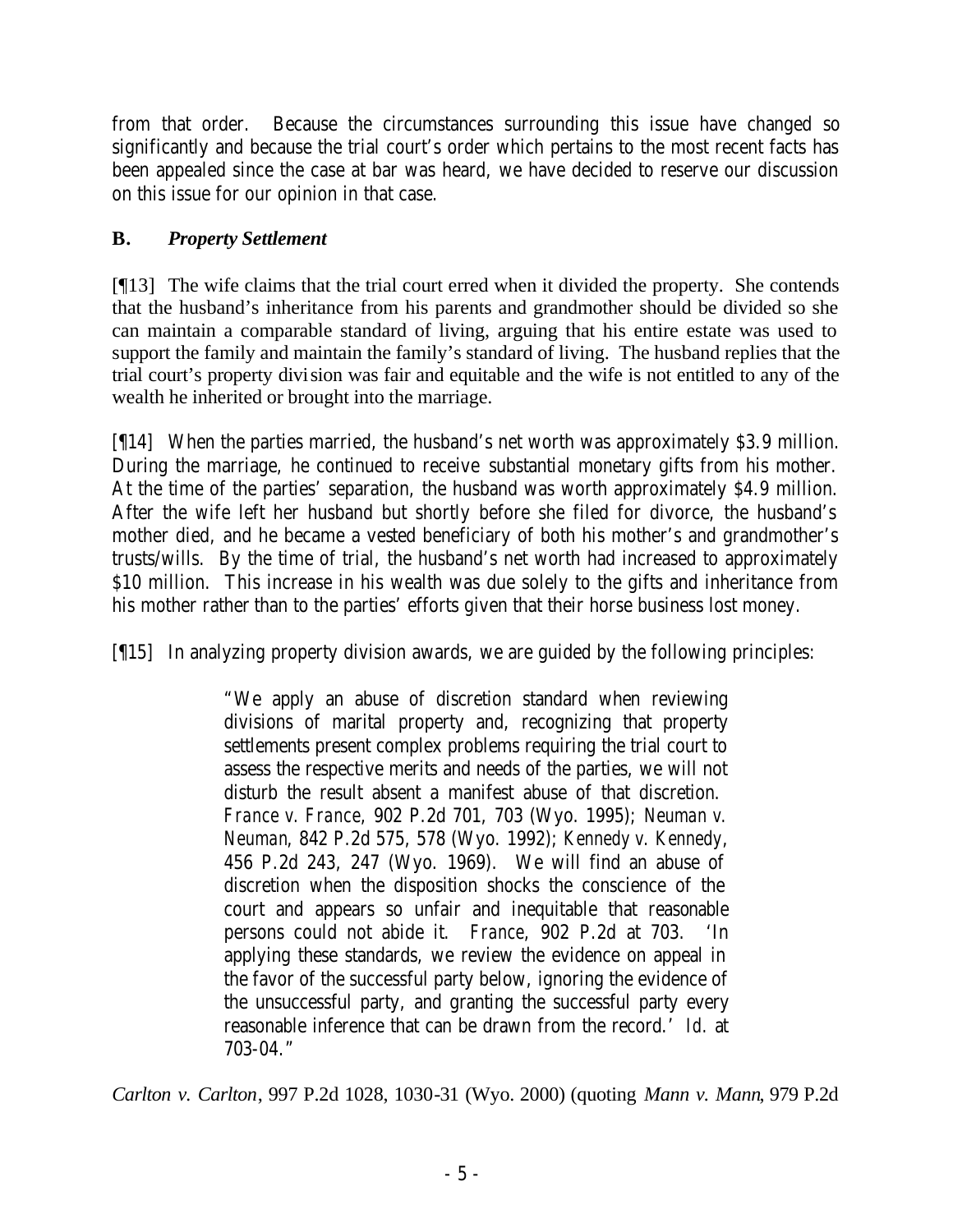from that order. Because the circumstances surrounding this issue have changed so significantly and because the trial court's order which pertains to the most recent facts has been appealed since the case at bar was heard, we have decided to reserve our discussion on this issue for our opinion in that case.

## B. *Property Settlement*

[¶13] The wife claims that the trial court erred when it divided the property. She contends that the husband's inheritance from his parents and grandmother should be divided so she can maintain a comparable standard of living, arguing that his entire estate was used to support the family and maintain the family's standard of living. The husband replies that the trial court's property division was fair and equitable and the wife is not entitled to any of the wealth he inherited or brought into the marriage.

[¶14] When the parties married, the husband's net worth was approximately $3.9 million. During the marriage, he continued to receive substantial monetary gifts from his mother. At the time of the parties' separation, the husband was worth approximately $4.9 million. After the wife left her husband but shortly before she filed for divorce, the husband's mother died, and he became a vested beneficiary of both his mother's and grandmother's trusts/wills. By the time of trial, the husband's net worth had increased to approximately $10 million. This increase in his wealth was due solely to the gifts and inheritance from his mother rather than to the parties' efforts given that their horse business lost money.

[¶15] In analyzing property division awards, we are guided by the following principles:

> "We apply an abuse of discretion standard when reviewing divisions of marital property and, recognizing that property settlements present complex problems requiring the trial court to assess the respective merits and needs of the parties, we will not disturb the result absent a manifest abuse of that discretion. *France v. France*, 902 P.2d 701, 703 (Wyo. 1995); *Neuman v. Neuman*, 842 P.2d 575, 578 (Wyo. 1992); *Kennedy v. Kennedy*, 456 P.2d 243, 247 (Wyo. 1969). We will find an abuse of discretion when the disposition shocks the conscience of the court and appears so unfair and inequitable that reasonable persons could not abide it. *France*, 902 P.2d at 703. 'In applying these standards, we review the evidence on appeal in the favor of the successful party below, ignoring the evidence of the unsuccessful party, and granting the successful party every reasonable inference that can be drawn from the record.' *Id.* at 703-04."

*Carlton v. Carlton*, 997 P.2d 1028, 1030-31 (Wyo. 2000) (quoting *Mann v. Mann*, 979 P.2d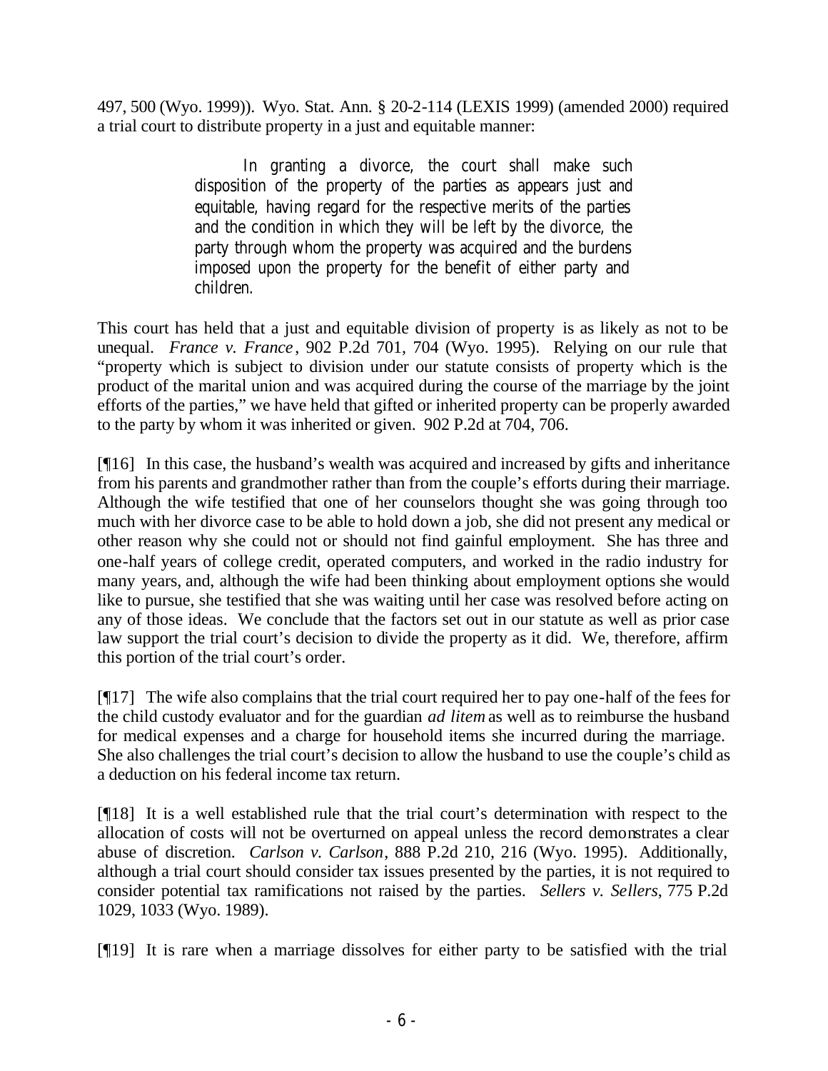497, 500 (Wyo. 1999)). Wyo. Stat. Ann. § 20-2-114 (LEXIS 1999) (amended 2000) required a trial court to distribute property in a just and equitable manner:

> In granting a divorce, the court shall make such disposition of the property of the parties as appears just and equitable, having regard for the respective merits of the parties and the condition in which they will be left by the divorce, the party through whom the property was acquired and the burdens imposed upon the property for the benefit of either party and children.

This court has held that a just and equitable division of property is as likely as not to be unequal. *France v. France*, 902 P.2d 701, 704 (Wyo. 1995). Relying on our rule that "property which is subject to division under our statute consists of property which is the product of the marital union and was acquired during the course of the marriage by the joint efforts of the parties," we have held that gifted or inherited property can be properly awarded to the party by whom it was inherited or given. 902 P.2d at 704, 706.

[¶16] In this case, the husband's wealth was acquired and increased by gifts and inheritance from his parents and grandmother rather than from the couple's efforts during their marriage. Although the wife testified that one of her counselors thought she was going through too much with her divorce case to be able to hold down a job, she did not present any medical or other reason why she could not or should not find gainful employment. She has three and one-half years of college credit, operated computers, and worked in the radio industry for many years, and, although the wife had been thinking about employment options she would like to pursue, she testified that she was waiting until her case was resolved before acting on any of those ideas. We conclude that the factors set out in our statute as well as prior case law support the trial court's decision to divide the property as it did. We, therefore, affirm this portion of the trial court's order.

[¶17] The wife also complains that the trial court required her to pay one-half of the fees for the child custody evaluator and for the guardian *ad litem* as well as to reimburse the husband for medical expenses and a charge for household items she incurred during the marriage. She also challenges the trial court's decision to allow the husband to use the couple's child as a deduction on his federal income tax return.

[¶18] It is a well established rule that the trial court's determination with respect to the allocation of costs will not be overturned on appeal unless the record demonstrates a clear abuse of discretion. *Carlson v. Carlson*, 888 P.2d 210, 216 (Wyo. 1995). Additionally, although a trial court should consider tax issues presented by the parties, it is not required to consider potential tax ramifications not raised by the parties. *Sellers v. Sellers*, 775 P.2d 1029, 1033 (Wyo. 1989).

[¶19] It is rare when a marriage dissolves for either party to be satisfied with the trial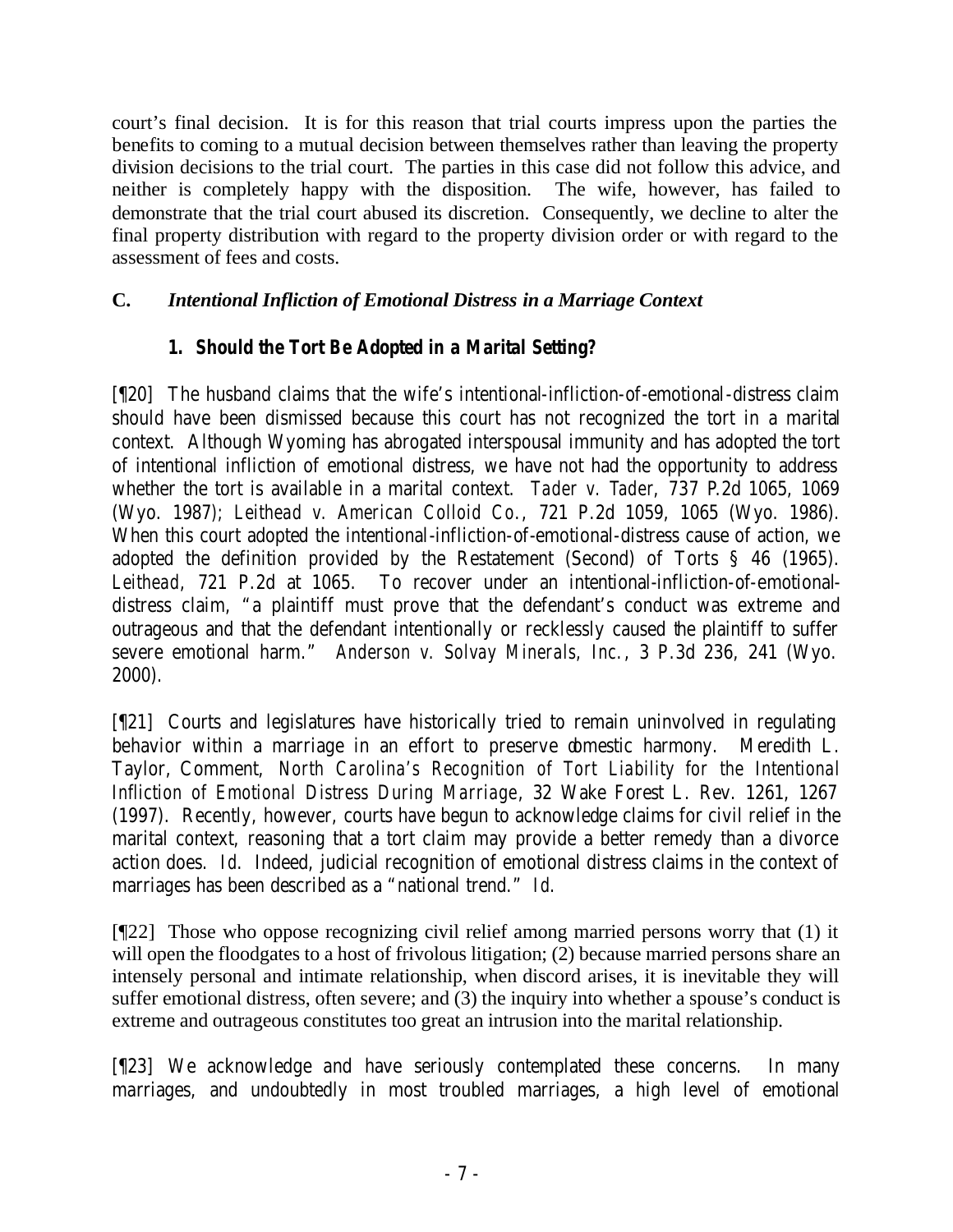court's final decision. It is for this reason that trial courts impress upon the parties the benefits to coming to a mutual decision between themselves rather than leaving the property division decisions to the trial court. The parties in this case did not follow this advice, and neither is completely happy with the disposition. The wife, however, has failed to demonstrate that the trial court abused its discretion. Consequently, we decline to alter the final property distribution with regard to the property division order or with regard to the assessment of fees and costs.

## C. *Intentional Infliction of Emotional Distress in a Marriage Context*

### 1. Should the Tort Be Adopted in a Marital Setting?

[¶20] The husband claims that the wife's intentional-infliction-of-emotional-distress claim should have been dismissed because this court has not recognized the tort in a marital context. Although Wyoming has abrogated interspousal immunity and has adopted the tort of intentional infliction of emotional distress, we have not had the opportunity to address whether the tort is available in a marital context. *Tader v. Tader*, 737 P.2d 1065, 1069 (Wyo. 1987); *Leithead v. American Colloid Co.*, 721 P.2d 1059, 1065 (Wyo. 1986). When this court adopted the intentional-infliction-of-emotional-distress cause of action, we adopted the definition provided by the Restatement (Second) of Torts § 46 (1965). *Leithead*, 721 P.2d at 1065. To recover under an intentional-infliction-of-emotional-distress claim, "a plaintiff must prove that the defendant's conduct was extreme and outrageous and that the defendant intentionally or recklessly caused the plaintiff to suffer severe emotional harm." *Anderson v. Solvay Minerals, Inc.*, 3 P.3d 236, 241 (Wyo. 2000).

[¶21] Courts and legislatures have historically tried to remain uninvolved in regulating behavior within a marriage in an effort to preserve domestic harmony. Meredith L. Taylor, Comment, *North Carolina's Recognition of Tort Liability for the Intentional Infliction of Emotional Distress During Marriage*, 32 Wake Forest L. Rev. 1261, 1267 (1997). Recently, however, courts have begun to acknowledge claims for civil relief in the marital context, reasoning that a tort claim may provide a better remedy than a divorce action does. *Id.* Indeed, judicial recognition of emotional distress claims in the context of marriages has been described as a "national trend." *Id.*

[¶22] Those who oppose recognizing civil relief among married persons worry that (1) it will open the floodgates to a host of frivolous litigation; (2) because married persons share an intensely personal and intimate relationship, when discord arises, it is inevitable they will suffer emotional distress, often severe; and (3) the inquiry into whether a spouse's conduct is extreme and outrageous constitutes too great an intrusion into the marital relationship.

[¶23] We acknowledge and have seriously contemplated these concerns. In many marriages, and undoubtedly in most troubled marriages, a high level of emotional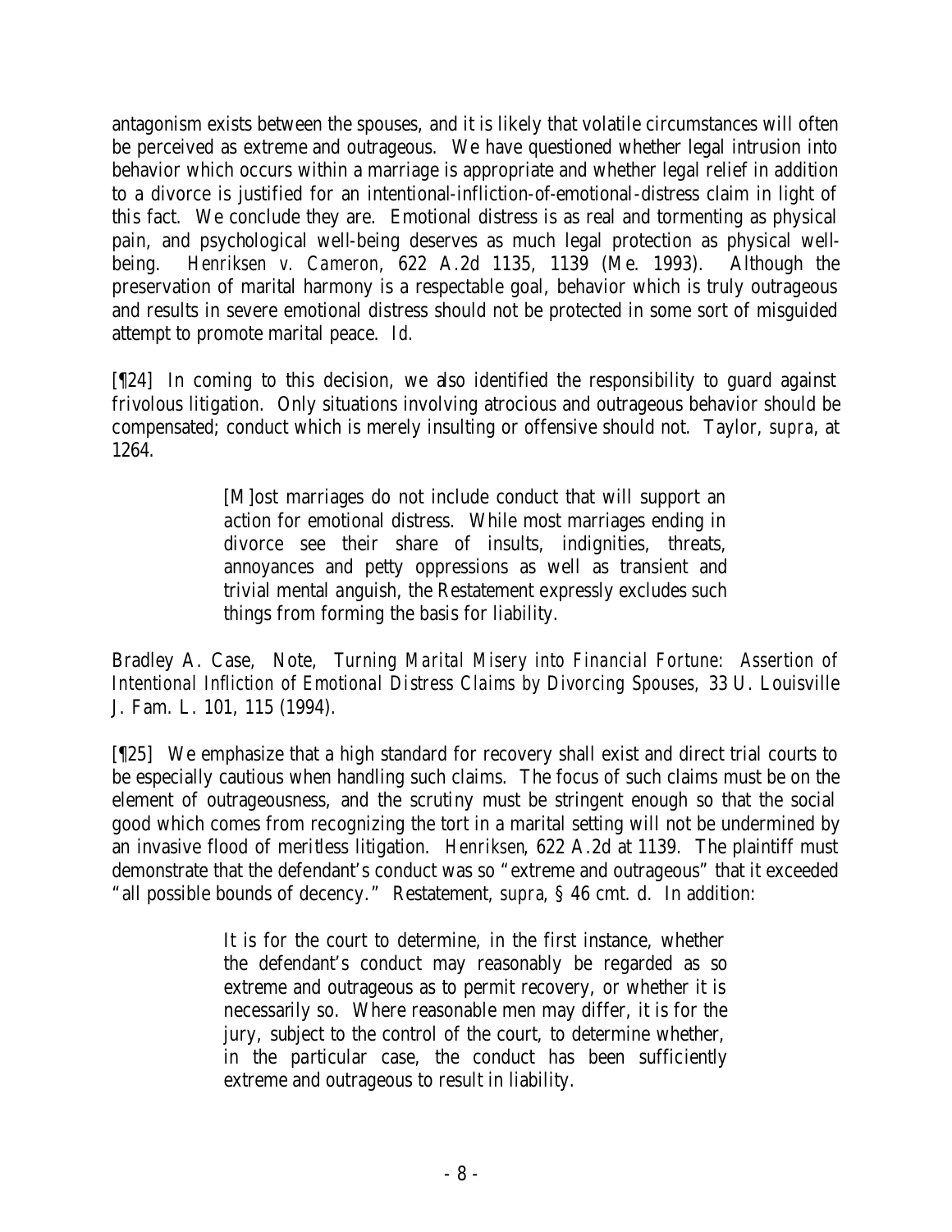antagonism exists between the spouses, and it is likely that volatile circumstances will often be perceived as extreme and outrageous. We have questioned whether legal intrusion into behavior which occurs within a marriage is appropriate and whether legal relief in addition to a divorce is justified for an intentional-infliction-of-emotional-distress claim in light of this fact. We conclude they are. Emotional distress is as real and tormenting as physical pain, and psychological well-being deserves as much legal protection as physical well-being. *Henriksen v. Cameron*, 622 A.2d 1135, 1139 (Me. 1993). Although the preservation of marital harmony is a respectable goal, behavior which is truly outrageous and results in severe emotional distress should not be protected in some sort of misguided attempt to promote marital peace. *Id.*

[¶24] In coming to this decision, we also identified the responsibility to guard against frivolous litigation. Only situations involving atrocious and outrageous behavior should be compensated; conduct which is merely insulting or offensive should not. Taylor, *supra*, at 1264.

> [M]ost marriages do not include conduct that will support an action for emotional distress. While most marriages ending in divorce see their share of insults, indignities, threats, annoyances and petty oppressions as well as transient and trivial mental anguish, the Restatement expressly excludes such things from forming the basis for liability.

Bradley A. Case, Note, *Turning Marital Misery into Financial Fortune: Assertion of Intentional Infliction of Emotional Distress Claims by Divorcing Spouses*, 33 U. Louisville J. Fam. L. 101, 115 (1994).

[¶25] We emphasize that a high standard for recovery shall exist and direct trial courts to be especially cautious when handling such claims. The focus of such claims must be on the element of outrageousness, and the scrutiny must be stringent enough so that the social good which comes from recognizing the tort in a marital setting will not be undermined by an invasive flood of meritless litigation. *Henriksen*, 622 A.2d at 1139. The plaintiff must demonstrate that the defendant's conduct was so "extreme and outrageous" that it exceeded "all possible bounds of decency." Restatement, *supra*, § 46 cmt. d. In addition:

> It is for the court to determine, in the first instance, whether the defendant's conduct may reasonably be regarded as so extreme and outrageous as to permit recovery, or whether it is necessarily so. Where reasonable men may differ, it is for the jury, subject to the control of the court, to determine whether, in the particular case, the conduct has been sufficiently extreme and outrageous to result in liability.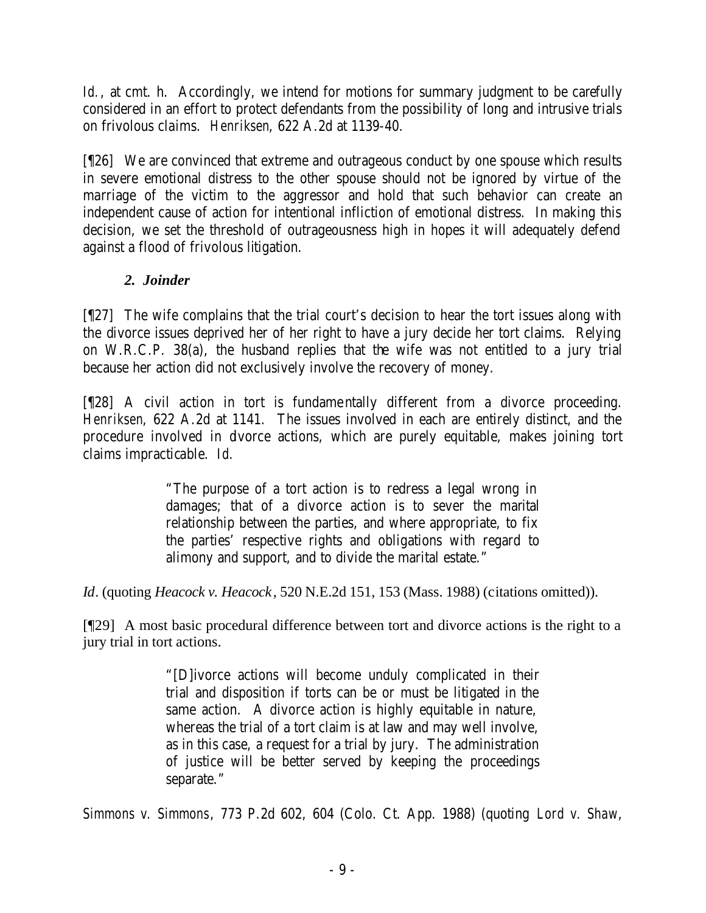*Id.*, at cmt. h. Accordingly, we intend for motions for summary judgment to be carefully considered in an effort to protect defendants from the possibility of long and intrusive trials on frivolous claims. *Henriksen*, 622 A.2d at 1139-40.

[¶26] We are convinced that extreme and outrageous conduct by one spouse which results in severe emotional distress to the other spouse should not be ignored by virtue of the marriage of the victim to the aggressor and hold that such behavior can create an independent cause of action for intentional infliction of emotional distress. In making this decision, we set the threshold of outrageousness high in hopes it will adequately defend against a flood of frivolous litigation.

### *2. Joinder*

[¶27] The wife complains that the trial court's decision to hear the tort issues along with the divorce issues deprived her of her right to have a jury decide her tort claims. Relying on W.R.C.P. 38(a), the husband replies that the wife was not entitled to a jury trial because her action did not exclusively involve the recovery of money.

[¶28] A civil action in tort is fundamentally different from a divorce proceeding. *Henriksen*, 622 A.2d at 1141. The issues involved in each are entirely distinct, and the procedure involved in divorce actions, which are purely equitable, makes joining tort claims impracticable. *Id.*

> "The purpose of a tort action is to redress a legal wrong in damages; that of a divorce action is to sever the marital relationship between the parties, and where appropriate, to fix the parties' respective rights and obligations with regard to alimony and support, and to divide the marital estate."

*Id*. (quoting *Heacock v. Heacock*, 520 N.E.2d 151, 153 (Mass. 1988) (citations omitted)).

[¶29] A most basic procedural difference between tort and divorce actions is the right to a jury trial in tort actions.

> "[D]ivorce actions will become unduly complicated in their trial and disposition if torts can be or must be litigated in the same action. A divorce action is highly equitable in nature, whereas the trial of a tort claim is at law and may well involve, as in this case, a request for a trial by jury. The administration of justice will be better served by keeping the proceedings separate."

*Simmons v. Simmons*, 773 P.2d 602, 604 (Colo. Ct. App. 1988) (quoting *Lord v. Shaw*,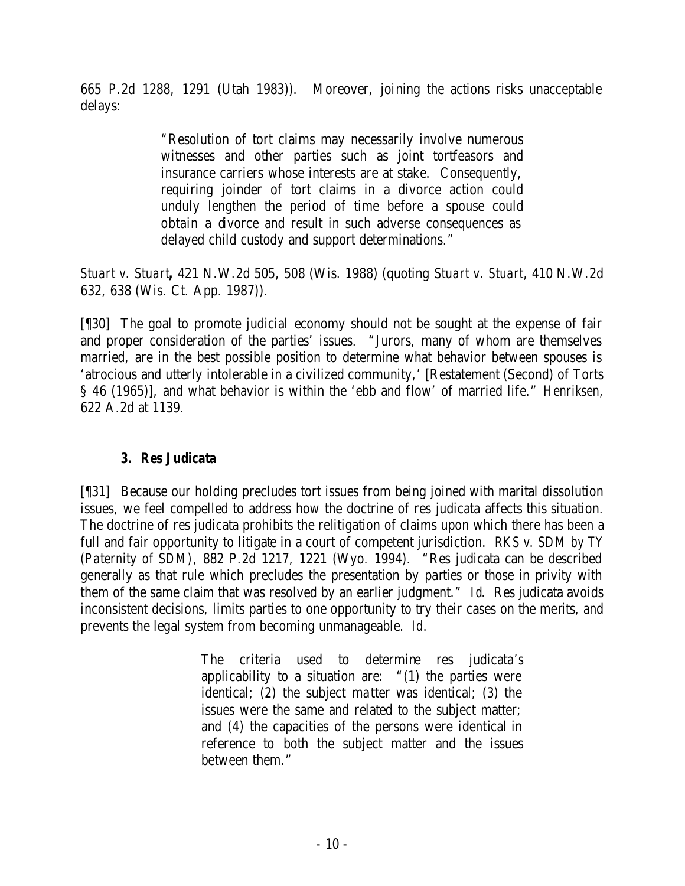665 P.2d 1288, 1291 (Utah 1983)). Moreover, joining the actions risks unacceptable delays:

> "Resolution of tort claims may necessarily involve numerous witnesses and other parties such as joint tortfeasors and insurance carriers whose interests are at stake. Consequently, requiring joinder of tort claims in a divorce action could unduly lengthen the period of time before a spouse could obtain a divorce and result in such adverse consequences as delayed child custody and support determinations."

*Stuart v. Stuart***,** 421 N.W.2d 505, 508 (Wis. 1988) (quoting *Stuart v. Stuart*, 410 N.W.2d 632, 638 (Wis. Ct. App. 1987)).

[¶30] The goal to promote judicial economy should not be sought at the expense of fair and proper consideration of the parties' issues. "Jurors, many of whom are themselves married, are in the best possible position to determine what behavior between spouses is 'atrocious and utterly intolerable in a civilized community,' [Restatement (Second) of Torts § 46 (1965)], and what behavior is within the 'ebb and flow' of married life." *Henriksen*, 622 A.2d at 1139.

### 3. Res Judicata

[¶31] Because our holding precludes tort issues from being joined with marital dissolution issues, we feel compelled to address how the doctrine of res judicata affects this situation. The doctrine of res judicata prohibits the relitigation of claims upon which there has been a full and fair opportunity to litigate in a court of competent jurisdiction. *RKS v. SDM by TY (Paternity of SDM)*, 882 P.2d 1217, 1221 (Wyo. 1994). "Res judicata can be described generally as that rule which precludes the presentation by parties or those in privity with them of the same claim that was resolved by an earlier judgment." *Id*. Res judicata avoids inconsistent decisions, limits parties to one opportunity to try their cases on the merits, and prevents the legal system from becoming unmanageable. *Id*.

> The criteria used to determine res judicata's applicability to a situation are: "(1) the parties were identical; (2) the subject matter was identical; (3) the issues were the same and related to the subject matter; and (4) the capacities of the persons were identical in reference to both the subject matter and the issues between them."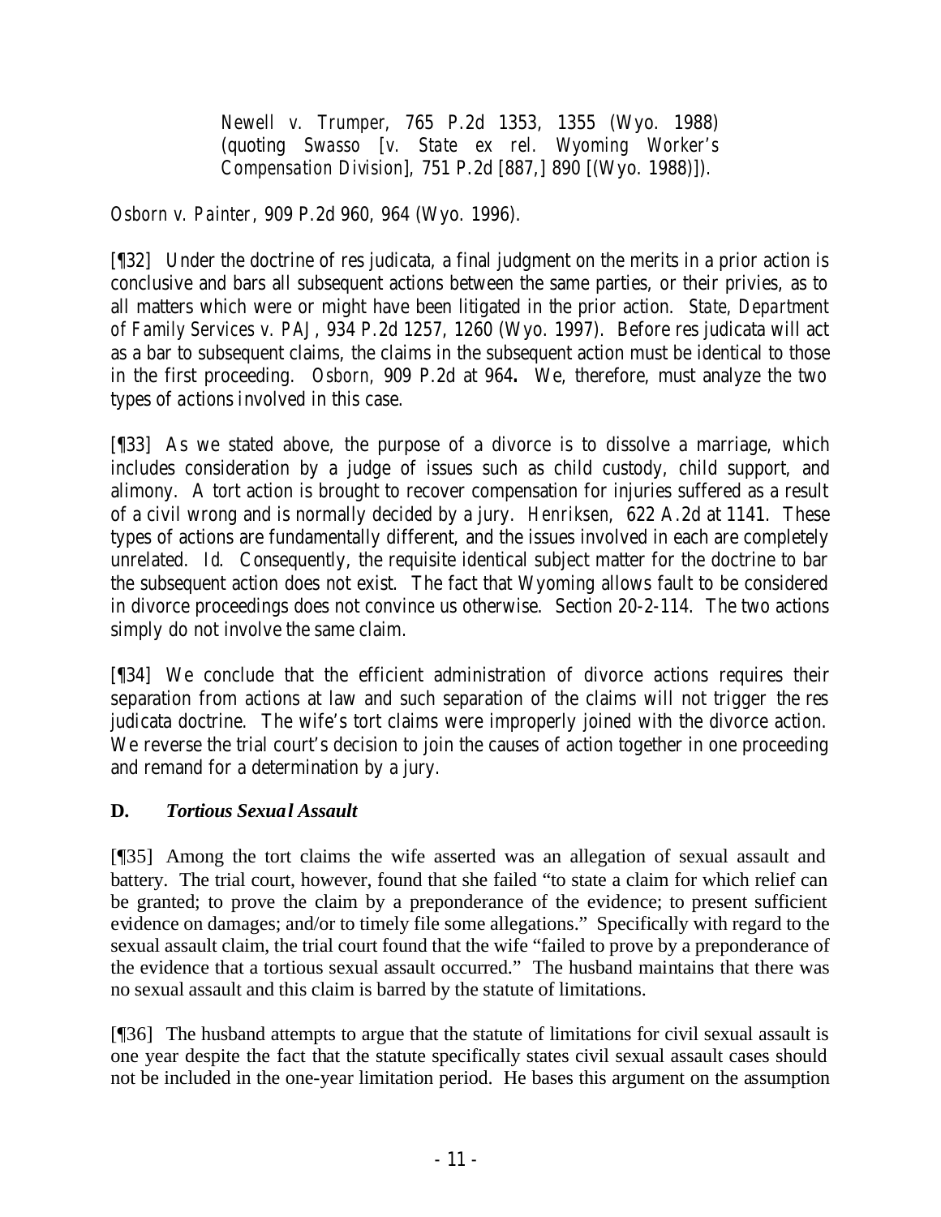> *Newell v. Trumper*, 765 P.2d 1353, 1355 (Wyo. 1988) (quoting *Swasso* [*v. State ex rel. Wyoming Worker's Compensation Division*], 751 P.2d [887,] 890 [(Wyo. 1988)]).

*Osborn v. Painter*, 909 P.2d 960, 964 (Wyo. 1996).

[¶32] Under the doctrine of res judicata, a final judgment on the merits in a prior action is conclusive and bars all subsequent actions between the same parties, or their privies, as to all matters which were or might have been litigated in the prior action. *State, Department of Family Services v. PAJ*, 934 P.2d 1257, 1260 (Wyo. 1997). Before res judicata will act as a bar to subsequent claims, the claims in the subsequent action must be identical to those in the first proceeding. *Osborn*, 909 P.2d at 964**.** We, therefore, must analyze the two types of actions involved in this case.

[¶33] As we stated above, the purpose of a divorce is to dissolve a marriage, which includes consideration by a judge of issues such as child custody, child support, and alimony. A tort action is brought to recover compensation for injuries suffered as a result of a civil wrong and is normally decided by a jury. *Henriksen*, 622 A.2d at 1141. These types of actions are fundamentally different, and the issues involved in each are completely unrelated. *Id.* Consequently, the requisite identical subject matter for the doctrine to bar the subsequent action does not exist. The fact that Wyoming allows fault to be considered in divorce proceedings does not convince us otherwise. Section 20-2-114. The two actions simply do not involve the same claim.

[¶34] We conclude that the efficient administration of divorce actions requires their separation from actions at law and such separation of the claims will not trigger the res judicata doctrine. The wife's tort claims were improperly joined with the divorce action. We reverse the trial court's decision to join the causes of action together in one proceeding and remand for a determination by a jury.

### D. *Tortious Sexual Assault*

[¶35] Among the tort claims the wife asserted was an allegation of sexual assault and battery. The trial court, however, found that she failed "to state a claim for which relief can be granted; to prove the claim by a preponderance of the evidence; to present sufficient evidence on damages; and/or to timely file some allegations." Specifically with regard to the sexual assault claim, the trial court found that the wife "failed to prove by a preponderance of the evidence that a tortious sexual assault occurred." The husband maintains that there was no sexual assault and this claim is barred by the statute of limitations.

[¶36] The husband attempts to argue that the statute of limitations for civil sexual assault is one year despite the fact that the statute specifically states civil sexual assault cases should not be included in the one-year limitation period. He bases this argument on the assumption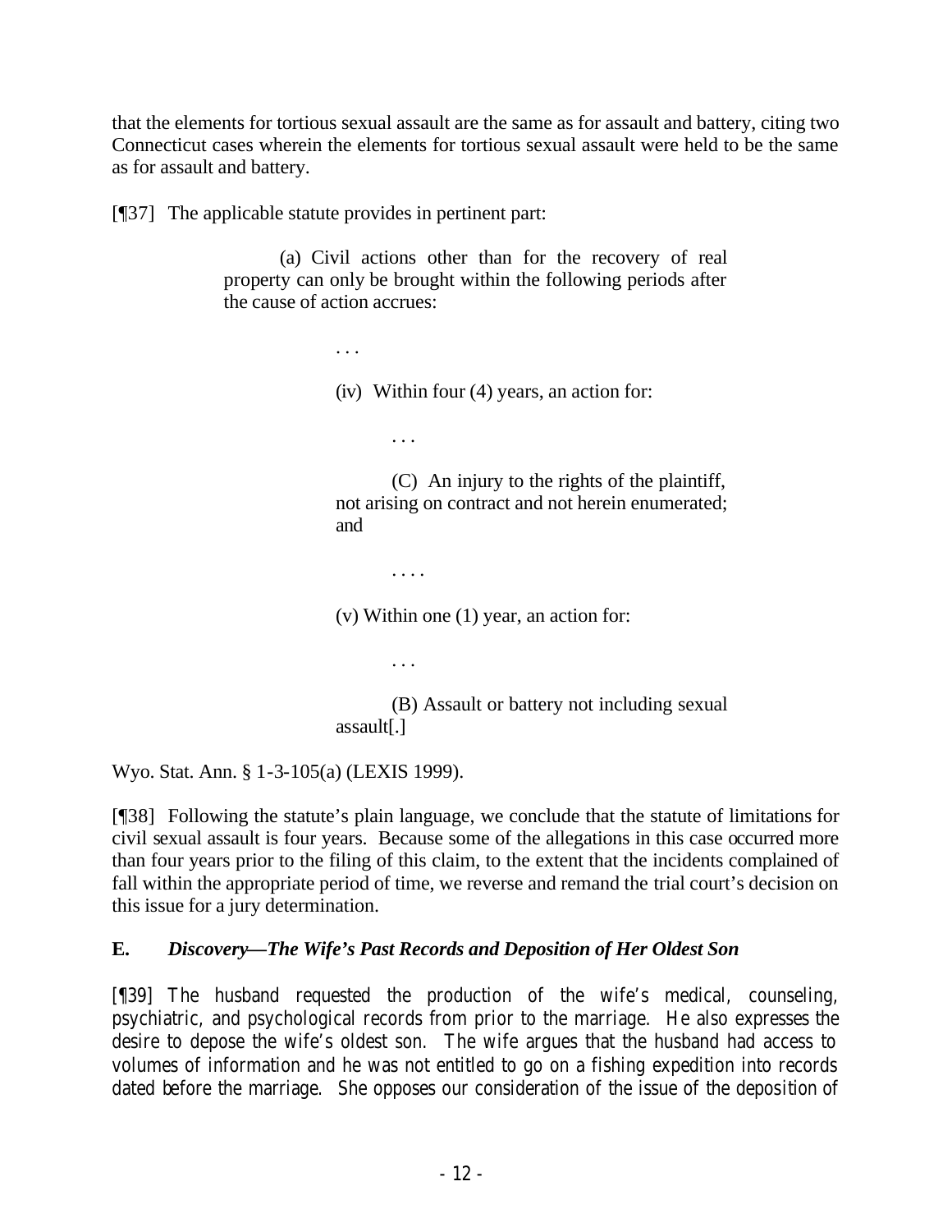that the elements for tortious sexual assault are the same as for assault and battery, citing two Connecticut cases wherein the elements for tortious sexual assault were held to be the same as for assault and battery.

[¶37] The applicable statute provides in pertinent part:

> (a) Civil actions other than for the recovery of real property can only be brought within the following periods after the cause of action accrues:
>
> . . .
>
> (iv) Within four (4) years, an action for:
>
> . . .
>
> (C) An injury to the rights of the plaintiff, not arising on contract and not herein enumerated; and
>
> . . . .
>
> (v) Within one (1) year, an action for:
>
> . . .
>
> (B) Assault or battery not including sexual assault[.]

Wyo. Stat. Ann. § 1-3-105(a) (LEXIS 1999).

[¶38] Following the statute's plain language, we conclude that the statute of limitations for civil sexual assault is four years. Because some of the allegations in this case occurred more than four years prior to the filing of this claim, to the extent that the incidents complained of fall within the appropriate period of time, we reverse and remand the trial court's decision on this issue for a jury determination.

## E. *Discovery—The Wife's Past Records and Deposition of Her Oldest Son*

[¶39] The husband requested the production of the wife's medical, counseling, psychiatric, and psychological records from prior to the marriage. He also expresses the desire to depose the wife's oldest son. The wife argues that the husband had access to volumes of information and he was not entitled to go on a fishing expedition into records dated before the marriage. She opposes our consideration of the issue of the deposition of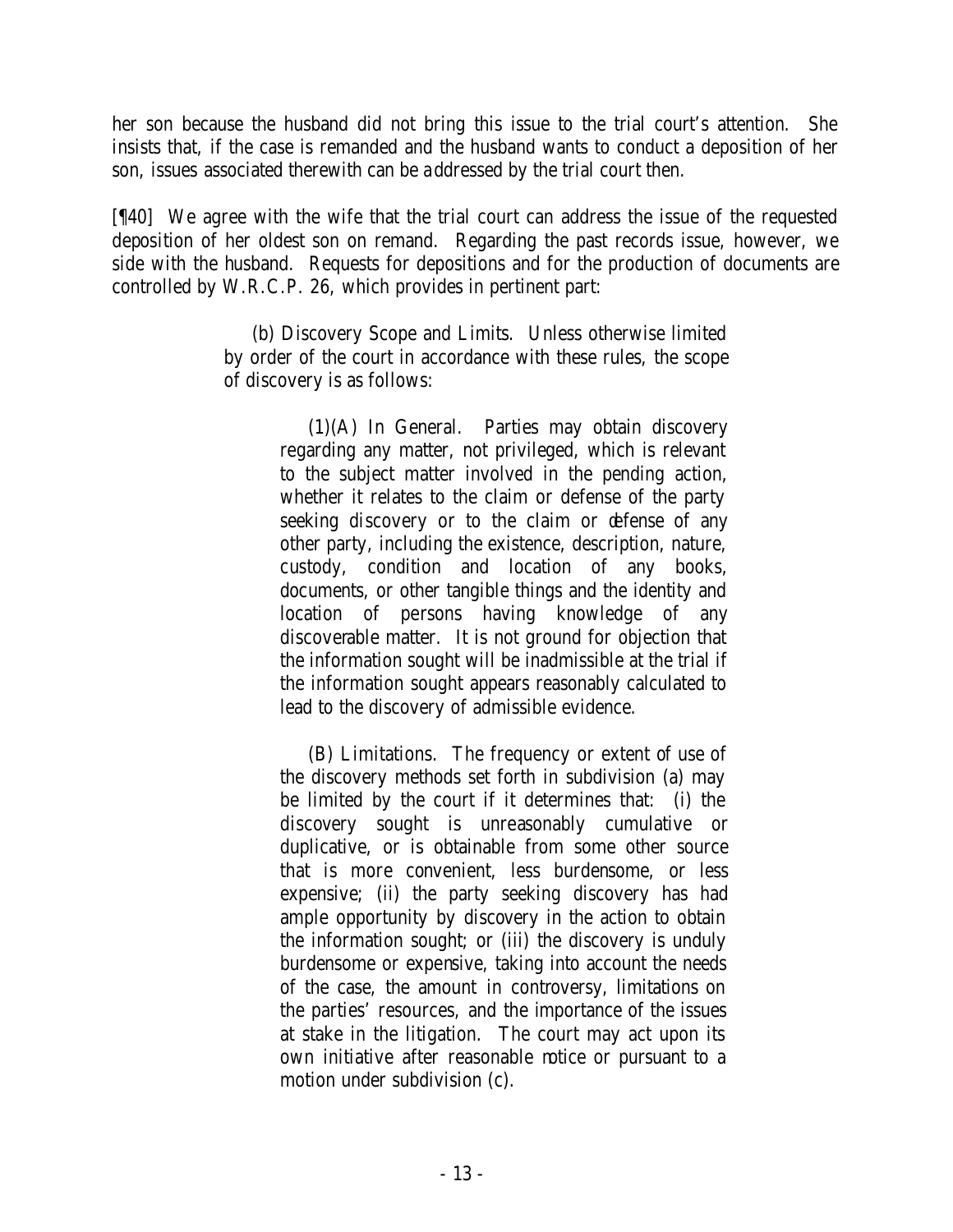her son because the husband did not bring this issue to the trial court's attention. She insists that, if the case is remanded and the husband wants to conduct a deposition of her son, issues associated therewith can be addressed by the trial court then.

[¶40] We agree with the wife that the trial court can address the issue of the requested deposition of her oldest son on remand. Regarding the past records issue, however, we side with the husband. Requests for depositions and for the production of documents are controlled by W.R.C.P. 26, which provides in pertinent part:

> (b) Discovery Scope and Limits. Unless otherwise limited by order of the court in accordance with these rules, the scope of discovery is as follows:
>
> > (1)(A) In General. Parties may obtain discovery regarding any matter, not privileged, which is relevant to the subject matter involved in the pending action, whether it relates to the claim or defense of the party seeking discovery or to the claim or defense of any other party, including the existence, description, nature, custody, condition and location of any books, documents, or other tangible things and the identity and location of persons having knowledge of any discoverable matter. It is not ground for objection that the information sought will be inadmissible at the trial if the information sought appears reasonably calculated to lead to the discovery of admissible evidence.
> >
> > (B) Limitations. The frequency or extent of use of the discovery methods set forth in subdivision (a) may be limited by the court if it determines that: (i) the discovery sought is unreasonably cumulative or duplicative, or is obtainable from some other source that is more convenient, less burdensome, or less expensive; (ii) the party seeking discovery has had ample opportunity by discovery in the action to obtain the information sought; or (iii) the discovery is unduly burdensome or expensive, taking into account the needs of the case, the amount in controversy, limitations on the parties' resources, and the importance of the issues at stake in the litigation. The court may act upon its own initiative after reasonable notice or pursuant to a motion under subdivision (c).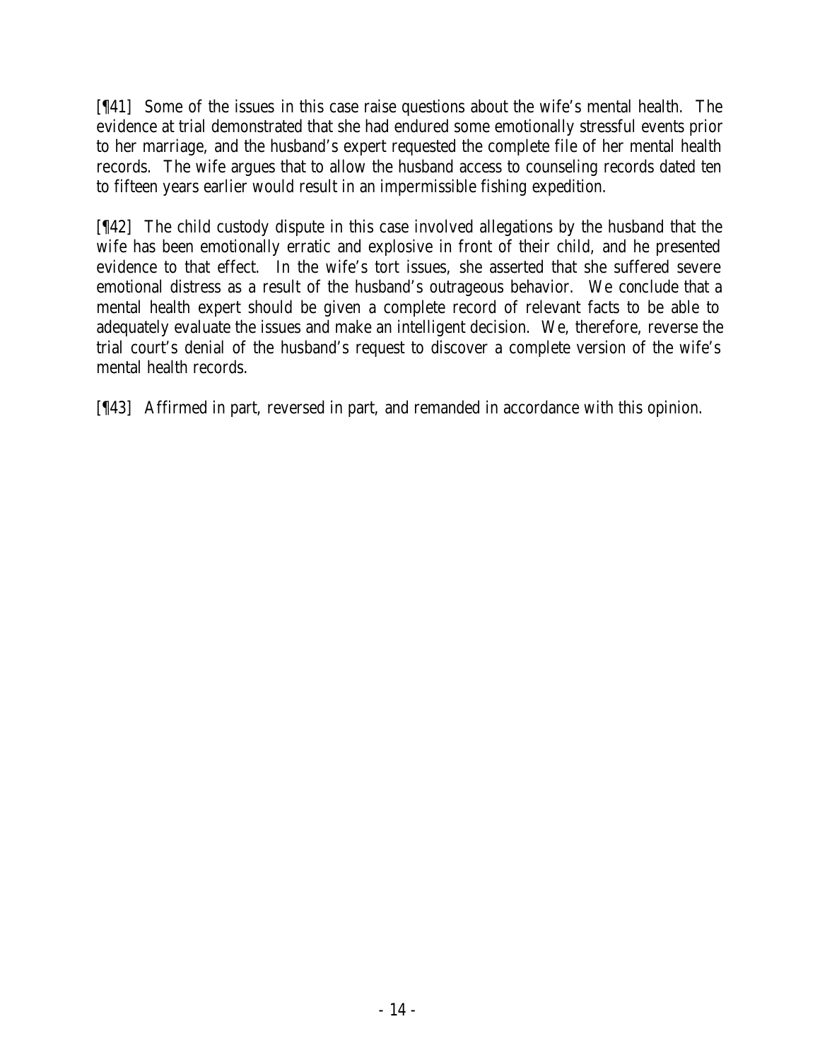[¶41] Some of the issues in this case raise questions about the wife's mental health. The evidence at trial demonstrated that she had endured some emotionally stressful events prior to her marriage, and the husband's expert requested the complete file of her mental health records. The wife argues that to allow the husband access to counseling records dated ten to fifteen years earlier would result in an impermissible fishing expedition.

[¶42] The child custody dispute in this case involved allegations by the husband that the wife has been emotionally erratic and explosive in front of their child, and he presented evidence to that effect. In the wife's tort issues, she asserted that she suffered severe emotional distress as a result of the husband's outrageous behavior. We conclude that a mental health expert should be given a complete record of relevant facts to be able to adequately evaluate the issues and make an intelligent decision. We, therefore, reverse the trial court's denial of the husband's request to discover a complete version of the wife's mental health records.

[¶43] Affirmed in part, reversed in part, and remanded in accordance with this opinion.